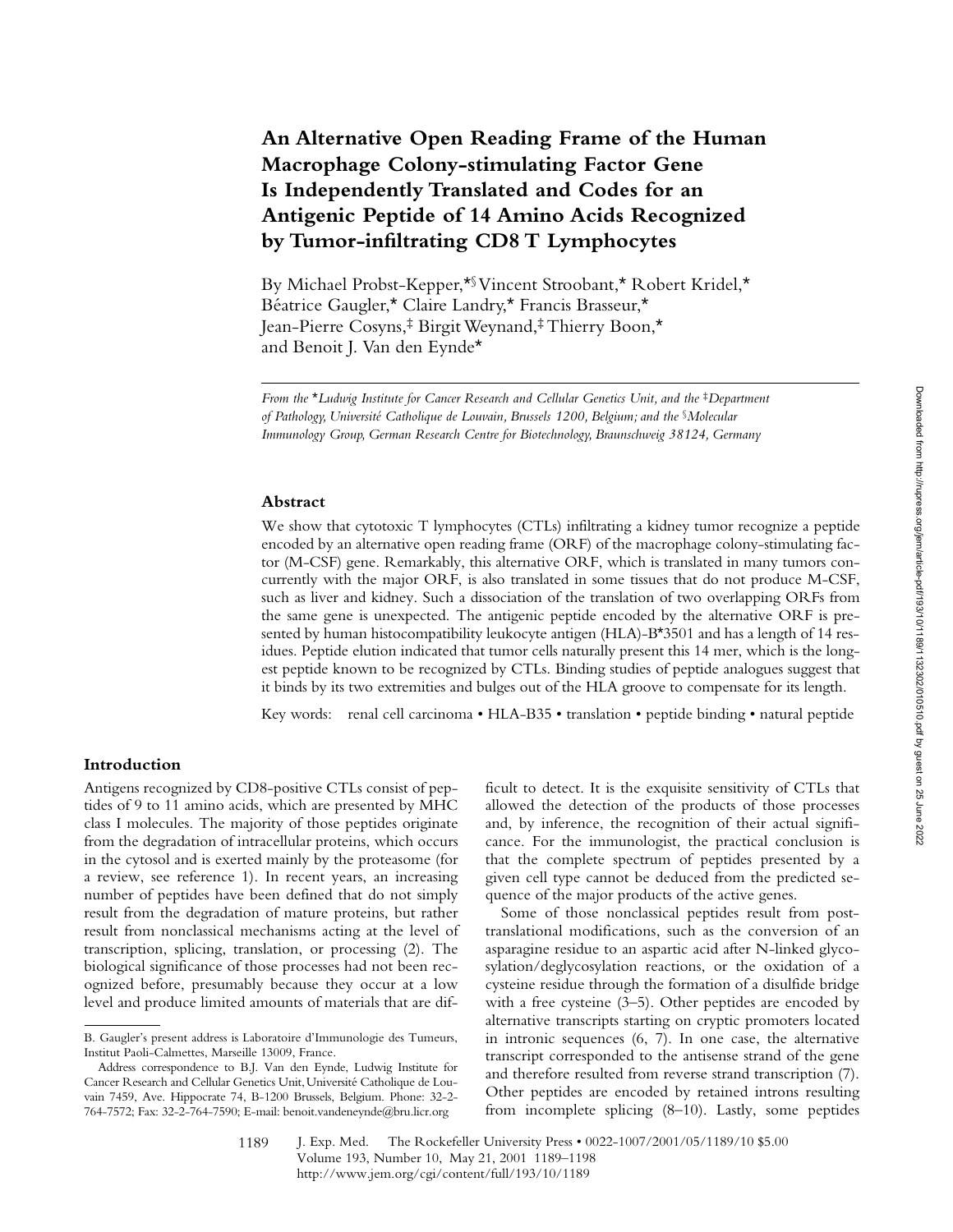# An Alternative Open Reading Frame of the Human Macrophage Colony-stimulating Factor Gene Is Independently Translated and Codes for an Antigenic Peptide of 14 Amino Acids Recognized by Tumor-infiltrating CD8 T Lymphocytes

By Michael Probst-Kepper,*§ Vincent Stroobant,* Robert Kridel,* Béatrice Gaugler,* Claire Landry,* Francis Brasseur,* Jean-Pierre Cosyns,‡ Birgit Weynand,‡ Thierry Boon,* and Benoit J. Van den Eynde*

*From the \*Ludwig Institute for Cancer Research and Cellular Genetics Unit, and the ‡Department of Pathology, Université Catholique de Louvain, Brussels 1200, Belgium; and the §Molecular Immunology Group, German Research Centre for Biotechnology, Braunschweig 38124, Germany*

## Abstract

We show that cytotoxic T lymphocytes (CTLs) infiltrating a kidney tumor recognize a peptide encoded by an alternative open reading frame (ORF) of the macrophage colony-stimulating factor (M-CSF) gene. Remarkably, this alternative ORF, which is translated in many tumors concurrently with the major ORF, is also translated in some tissues that do not produce M-CSF, such as liver and kidney. Such a dissociation of the translation of two overlapping ORFs from the same gene is unexpected. The antigenic peptide encoded by the alternative ORF is presented by human histocompatibility leukocyte antigen (HLA)-B*3501 and has a length of 14 residues. Peptide elution indicated that tumor cells naturally present this 14 mer, which is the longest peptide known to be recognized by CTLs. Binding studies of peptide analogues suggest that it binds by its two extremities and bulges out of the HLA groove to compensate for its length.

Key words: renal cell carcinoma • HLA-B35 • translation • peptide binding • natural peptide

## Introduction

Antigens recognized by CD8-positive CTLs consist of peptides of 9 to 11 amino acids, which are presented by MHC class I molecules. The majority of those peptides originate from the degradation of intracellular proteins, which occurs in the cytosol and is exerted mainly by the proteasome (for a review, see reference 1). In recent years, an increasing number of peptides have been defined that do not simply result from the degradation of mature proteins, but rather result from nonclassical mechanisms acting at the level of transcription, splicing, translation, or processing (2). The biological significance of those processes had not been recognized before, presumably because they occur at a low level and produce limited amounts of materials that are difficult to detect. It is the exquisite sensitivity of CTLs that allowed the detection of the products of those processes and, by inference, the recognition of their actual significance. For the immunologist, the practical conclusion is that the complete spectrum of peptides presented by a given cell type cannot be deduced from the predicted sequence of the major products of the active genes.

Some of those nonclassical peptides result from post-translational modifications, such as the conversion of an asparagine residue to an aspartic acid after N-linked glycosylation/deglycosylation reactions, or the oxidation of a cysteine residue through the formation of a disulfide bridge with a free cysteine (3–5). Other peptides are encoded by alternative transcripts starting on cryptic promoters located in intronic sequences (6, 7). In one case, the alternative transcript corresponded to the antisense strand of the gene and therefore resulted from reverse strand transcription (7). Other peptides are encoded by retained introns resulting from incomplete splicing (8–10). Lastly, some peptides

---

B. Gaugler's present address is Laboratoire d'Immunologie des Tumeurs, Institut Paoli-Calmettes, Marseille 13009, France.

Address correspondence to B.J. Van den Eynde, Ludwig Institute for Cancer Research and Cellular Genetics Unit, Université Catholique de Louvain 7459, Ave. Hippocrate 74, B-1200 Brussels, Belgium. Phone: 32-2-764-7572; Fax: 32-2-764-7590; E-mail: benoit.vandeneynde@bru.licr.org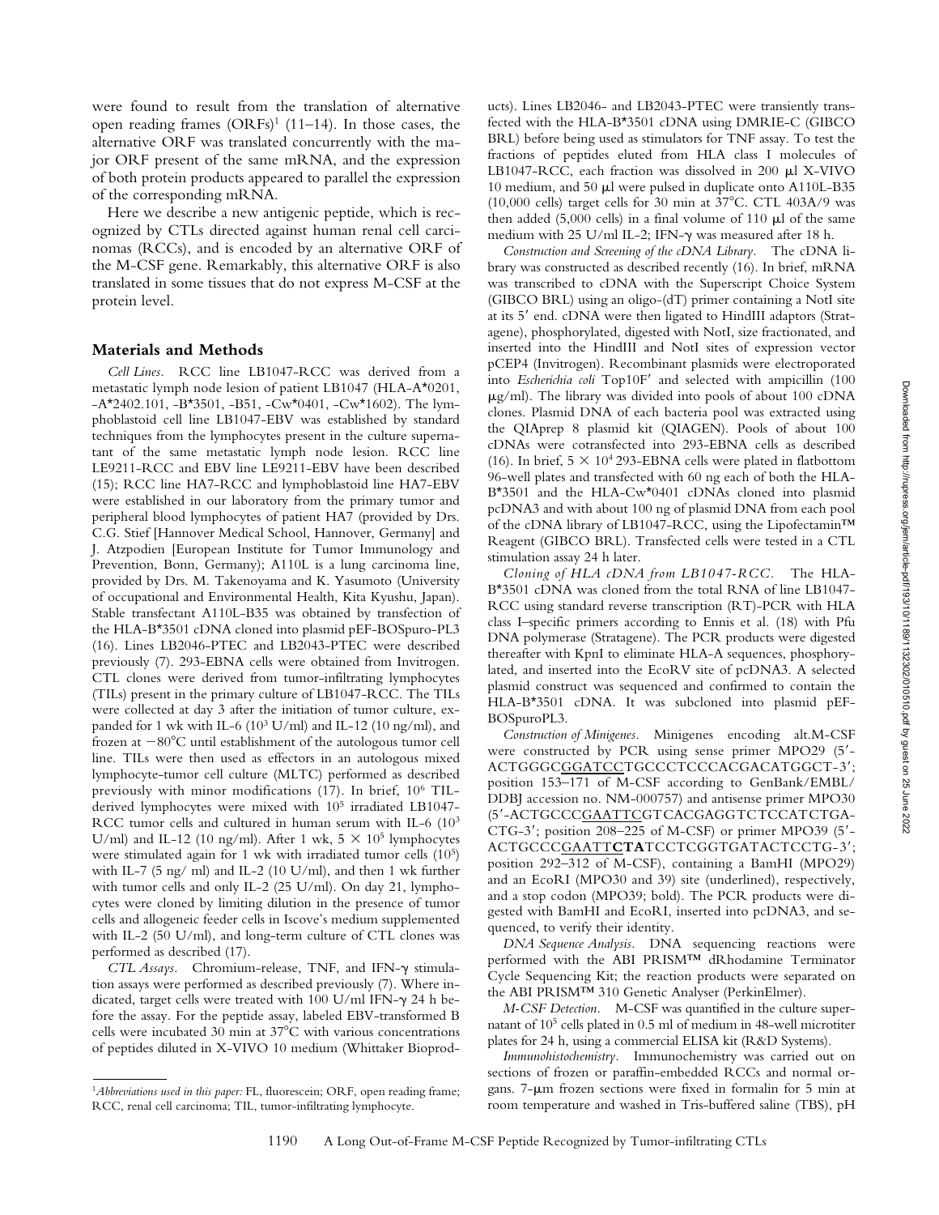were found to result from the translation of alternative open reading frames (ORFs)[1] (11–14). In those cases, the alternative ORF was translated concurrently with the major ORF present of the same mRNA, and the expression of both protein products appeared to parallel the expression of the corresponding mRNA.

Here we describe a new antigenic peptide, which is recognized by CTLs directed against human renal cell carcinomas (RCCs), and is encoded by an alternative ORF of the M-CSF gene. Remarkably, this alternative ORF is also translated in some tissues that do not express M-CSF at the protein level.

## Materials and Methods

*Cell Lines.* RCC line LB1047-RCC was derived from a metastatic lymph node lesion of patient LB1047 (HLA-A*0201, -A*2402.101, -B*3501, -B51, -Cw*0401, -Cw*1602). The lymphoblastoid cell line LB1047-EBV was established by standard techniques from the lymphocytes present in the culture supernatant of the same metastatic lymph node lesion. RCC line LE9211-RCC and EBV line LE9211-EBV have been described (15); RCC line HA7-RCC and lymphoblastoid line HA7-EBV were established in our laboratory from the primary tumor and peripheral blood lymphocytes of patient HA7 (provided by Drs. C.G. Stief [Hannover Medical School, Hannover, Germany] and J. Atzpodien [European Institute for Tumor Immunology and Prevention, Bonn, Germany); A110L is a lung carcinoma line, provided by Drs. M. Takenoyama and K. Yasumoto (University of occupational and Environmental Health, Kita Kyushu, Japan). Stable transfectant A110L-B35 was obtained by transfection of the HLA-B*3501 cDNA cloned into plasmid pEF-BOSpuro-PL3 (16). Lines LB2046-PTEC and LB2043-PTEC were described previously (7). 293-EBNA cells were obtained from Invitrogen. CTL clones were derived from tumor-infiltrating lymphocytes (TILs) present in the primary culture of LB1047-RCC. The TILs were collected at day 3 after the initiation of tumor culture, expanded for 1 wk with IL-6 ($10^3$ U/ml) and IL-12 (10 ng/ml), and frozen at $-80$°C until establishment of the autologous tumor cell line. TILs were then used as effectors in an autologous mixed lymphocyte-tumor cell culture (MLTC) performed as described previously with minor modifications (17). In brief, $10^6$ TIL-derived lymphocytes were mixed with $10^5$ irradiated LB1047-RCC tumor cells and cultured in human serum with IL-6 ($10^3$ U/ml) and IL-12 (10 ng/ml). After 1 wk, $5 \times 10^5$ lymphocytes were stimulated again for 1 wk with irradiated tumor cells ($10^5$) with IL-7 (5 ng/ ml) and IL-2 (10 U/ml), and then 1 wk further with tumor cells and only IL-2 (25 U/ml). On day 21, lymphocytes were cloned by limiting dilution in the presence of tumor cells and allogeneic feeder cells in Iscove's medium supplemented with IL-2 (50 U/ml), and long-term culture of CTL clones was performed as described (17).

*CTL Assays.* Chromium-release, TNF, and IFN-γ stimulation assays were performed as described previously (7). Where indicated, target cells were treated with 100 U/ml IFN-γ 24 h before the assay. For the peptide assay, labeled EBV-transformed B cells were incubated 30 min at 37°C with various concentrations of peptides diluted in X-VIVO 10 medium (Whittaker Bioproducts). Lines LB2046- and LB2043-PTEC were transiently transfected with the HLA-B*3501 cDNA using DMRIE-C (GIBCO BRL) before being used as stimulators for TNF assay. To test the fractions of peptides eluted from HLA class I molecules of LB1047-RCC, each fraction was dissolved in 200 μl X-VIVO 10 medium, and 50 μl were pulsed in duplicate onto A110L-B35 (10,000 cells) target cells for 30 min at 37°C. CTL 403A/9 was then added (5,000 cells) in a final volume of 110 μl of the same medium with 25 U/ml IL-2; IFN-γ was measured after 18 h.

*Construction and Screening of the cDNA Library.* The cDNA library was constructed as described recently (16). In brief, mRNA was transcribed to cDNA with the Superscript Choice System (GIBCO BRL) using an oligo-(dT) primer containing a NotI site at its 5′ end. cDNA were then ligated to HindIII adaptors (Stratagene), phosphorylated, digested with NotI, size fractionated, and inserted into the HindIII and NotI sites of expression vector pCEP4 (Invitrogen). Recombinant plasmids were electroporated into *Escherichia coli* Top10F′ and selected with ampicillin (100 μg/ml). The library was divided into pools of about 100 cDNA clones. Plasmid DNA of each bacteria pool was extracted using the QIAprep 8 plasmid kit (QIAGEN). Pools of about 100 cDNAs were cotransfected into 293-EBNA cells as described (16). In brief, $5 \times 10^4$ 293-EBNA cells were plated in flatbottom 96-well plates and transfected with 60 ng each of both the HLA-B*3501 and the HLA-Cw*0401 cDNAs cloned into plasmid pcDNA3 and with about 100 ng of plasmid DNA from each pool of the cDNA library of LB1047-RCC, using the Lipofectamin™ Reagent (GIBCO BRL). Transfected cells were tested in a CTL stimulation assay 24 h later.

*Cloning of HLA cDNA from LB1047-RCC.* The HLA-B*3501 cDNA was cloned from the total RNA of line LB1047-RCC using standard reverse transcription (RT)-PCR with HLA class I–specific primers according to Ennis et al. (18) with Pfu DNA polymerase (Stratagene). The PCR products were digested thereafter with KpnI to eliminate HLA-A sequences, phosphorylated, and inserted into the EcoRV site of pcDNA3. A selected plasmid construct was sequenced and confirmed to contain the HLA-B*3501 cDNA. It was subcloned into plasmid pEF-BOSpuroPL3.

*Construction of Minigenes.* Minigenes encoding alt.M-CSF were constructed by PCR using sense primer MPO29 (5′-ACTGGGCGGATCCTGCCCTCCCACGACATGGCT-3′; position 153–171 of M-CSF according to GenBank/EMBL/DDBJ accession no. NM-000757) and antisense primer MPO30 (5′-ACTGCCCGAATTCGTCACGAGGTCTCCATCTGA-CTG-3′; position 208–225 of M-CSF) or primer MPO39 (5′-ACTGCCCGAATT**CTA**TCCTCGGTGATACTCCTG-3′; position 292–312 of M-CSF), containing a BamHI (MPO29) and an EcoRI (MPO30 and 39) site (underlined), respectively, and a stop codon (MPO39; bold). The PCR products were digested with BamHI and EcoRI, inserted into pcDNA3, and sequenced, to verify their identity.

*DNA Sequence Analysis.* DNA sequencing reactions were performed with the ABI PRISM™ dRhodamine Terminator Cycle Sequencing Kit; the reaction products were separated on the ABI PRISM™ 310 Genetic Analyser (PerkinElmer).

*M-CSF Detection.* M-CSF was quantified in the culture supernatant of $10^5$ cells plated in 0.5 ml of medium in 48-well microtiter plates for 24 h, using a commercial ELISA kit (R&D Systems).

*Immunohistochemistry.* Immunochemistry was carried out on sections of frozen or paraffin-embedded RCCs and normal organs. 7-μm frozen sections were fixed in formalin for 5 min at room temperature and washed in Tris-buffered saline (TBS), pH

[1]*Abbreviations used in this paper:* FL, fluorescein; ORF, open reading frame; RCC, renal cell carcinoma; TIL, tumor-infiltrating lymphocyte.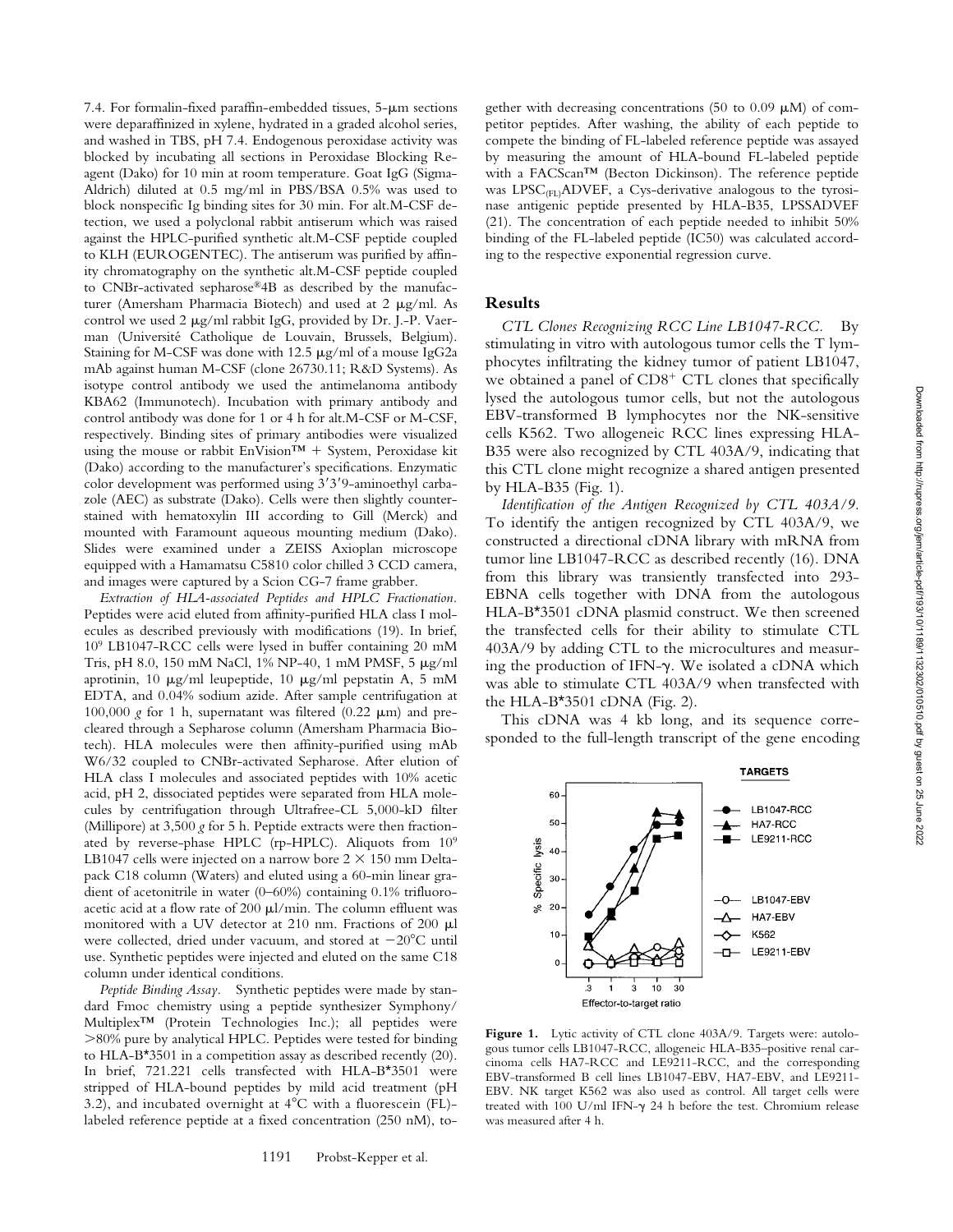7.4. For formalin-fixed paraffin-embedded tissues, 5-μm sections were deparaffinized in xylene, hydrated in a graded alcohol series, and washed in TBS, pH 7.4. Endogenous peroxidase activity was blocked by incubating all sections in Peroxidase Blocking Reagent (Dako) for 10 min at room temperature. Goat IgG (Sigma-Aldrich) diluted at 0.5 mg/ml in PBS/BSA 0.5% was used to block nonspecific Ig binding sites for 30 min. For alt.M-CSF detection, we used a polyclonal rabbit antiserum which was raised against the HPLC-purified synthetic alt.M-CSF peptide coupled to KLH (EUROGENTEC). The antiserum was purified by affinity chromatography on the synthetic alt.M-CSF peptide coupled to CNBr-activated sepharose®4B as described by the manufacturer (Amersham Pharmacia Biotech) and used at 2 μg/ml. As control we used 2 μg/ml rabbit IgG, provided by Dr. J.-P. Vaerman (Université Catholique de Louvain, Brussels, Belgium). Staining for M-CSF was done with 12.5 μg/ml of a mouse IgG2a mAb against human M-CSF (clone 26730.11; R&D Systems). As isotype control antibody we used the antimelanoma antibody KBA62 (Immunotech). Incubation with primary antibody and control antibody was done for 1 or 4 h for alt.M-CSF or M-CSF, respectively. Binding sites of primary antibodies were visualized using the mouse or rabbit EnVision™ + System, Peroxidase kit (Dako) according to the manufacturer's specifications. Enzymatic color development was performed using 3′3′9-aminoethyl carbazole (AEC) as substrate (Dako). Cells were then slightly counterstained with hematoxylin III according to Gill (Merck) and mounted with Faramount aqueous mounting medium (Dako). Slides were examined under a ZEISS Axioplan microscope equipped with a Hamamatsu C5810 color chilled 3 CCD camera, and images were captured by a Scion CG-7 frame grabber.

*Extraction of HLA-associated Peptides and HPLC Fractionation.* Peptides were acid eluted from affinity-purified HLA class I molecules as described previously with modifications (19). In brief, $10^9$ LB1047-RCC cells were lysed in buffer containing 20 mM Tris, pH 8.0, 150 mM NaCl, 1% NP-40, 1 mM PMSF, 5 μg/ml aprotinin, 10 μg/ml leupeptide, 10 μg/ml pepstatin A, 5 mM EDTA, and 0.04% sodium azide. After sample centrifugation at 100,000 *g* for 1 h, supernatant was filtered (0.22 μm) and precleared through a Sepharose column (Amersham Pharmacia Biotech). HLA molecules were then affinity-purified using mAb W6/32 coupled to CNBr-activated Sepharose. After elution of HLA class I molecules and associated peptides with 10% acetic acid, pH 2, dissociated peptides were separated from HLA molecules by centrifugation through Ultrafree-CL 5,000-kD filter (Millipore) at 3,500 *g* for 5 h. Peptide extracts were then fractionated by reverse-phase HPLC (rp-HPLC). Aliquots from $10^9$ LB1047 cells were injected on a narrow bore 2 × 150 mm Deltapack C18 column (Waters) and eluted using a 60-min linear gradient of acetonitrile in water (0–60%) containing 0.1% trifluoroacetic acid at a flow rate of 200 μl/min. The column effluent was monitored with a UV detector at 210 nm. Fractions of 200 μl were collected, dried under vacuum, and stored at −20°C until use. Synthetic peptides were injected and eluted on the same C18 column under identical conditions.

*Peptide Binding Assay.* Synthetic peptides were made by standard Fmoc chemistry using a peptide synthesizer Symphony/Multiplex™ (Protein Technologies Inc.); all peptides were >80% pure by analytical HPLC. Peptides were tested for binding to HLA-B*3501 in a competition assay as described recently (20). In brief, 721.221 cells transfected with HLA-B*3501 were stripped of HLA-bound peptides by mild acid treatment (pH 3.2), and incubated overnight at 4°C with a fluorescein (FL)-labeled reference peptide at a fixed concentration (250 nM), together with decreasing concentrations (50 to 0.09 μM) of competitor peptides. After washing, the ability of each peptide to compete the binding of FL-labeled reference peptide was assayed by measuring the amount of HLA-bound FL-labeled peptide with a FACScan™ (Becton Dickinson). The reference peptide was $\text{LPSC}_{(\text{FL})}\text{ADVEF}$, a Cys-derivative analogous to the tyrosinase antigenic peptide presented by HLA-B35, LPSSADVEF (21). The concentration of each peptide needed to inhibit 50% binding of the FL-labeled peptide (IC50) was calculated according to the respective exponential regression curve.

## Results

*CTL Clones Recognizing RCC Line LB1047-RCC.* By stimulating in vitro with autologous tumor cells the T lymphocytes infiltrating the kidney tumor of patient LB1047, we obtained a panel of $\text{CD8}^+$ CTL clones that specifically lysed the autologous tumor cells, but not the autologous EBV-transformed B lymphocytes nor the NK-sensitive cells K562. Two allogeneic RCC lines expressing HLA-B35 were also recognized by CTL 403A/9, indicating that this CTL clone might recognize a shared antigen presented by HLA-B35 (Fig. 1).

*Identification of the Antigen Recognized by CTL 403A/9.* To identify the antigen recognized by CTL 403A/9, we constructed a directional cDNA library with mRNA from tumor line LB1047-RCC as described recently (16). DNA from this library was transiently transfected into 293-EBNA cells together with DNA from the autologous HLA-B*3501 cDNA plasmid construct. We then screened the transfected cells for their ability to stimulate CTL 403A/9 by adding CTL to the microcultures and measuring the production of IFN-γ. We isolated a cDNA which was able to stimulate CTL 403A/9 when transfected with the HLA-B*3501 cDNA (Fig. 2).

This cDNA was 4 kb long, and its sequence corresponded to the full-length transcript of the gene encoding

**Figure 1.** Lytic activity of CTL clone 403A/9. Targets were: autologous tumor cells LB1047-RCC, allogeneic HLA-B35–positive renal carcinoma cells HA7-RCC and LE9211-RCC, and the corresponding EBV-transformed B cell lines LB1047-EBV, HA7-EBV, and LE9211-EBV. NK target K562 was also used as control. All target cells were treated with 100 U/ml IFN-γ 24 h before the test. Chromium release was measured after 4 h.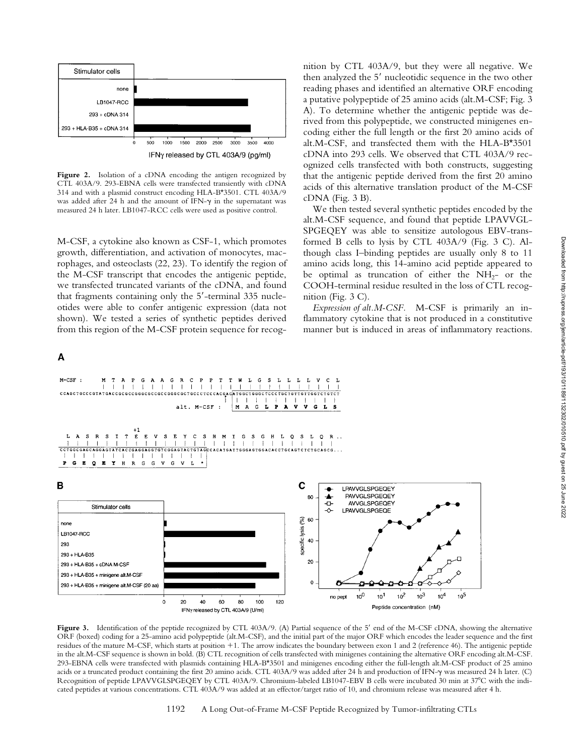**Figure 2.** Isolation of a cDNA encoding the antigen recognized by CTL 403A/9. 293-EBNA cells were transfected transiently with cDNA 314 and with a plasmid construct encoding HLA-B*3501. CTL 403A/9 was added after 24 h and the amount of IFN-γ in the supernatant was measured 24 h later. LB1047-RCC cells were used as positive control.

M-CSF, a cytokine also known as CSF-1, which promotes growth, differentiation, and activation of monocytes, macrophages, and osteoclasts (22, 23). To identify the region of the M-CSF transcript that encodes the antigenic peptide, we transfected truncated variants of the cDNA, and found that fragments containing only the 5′-terminal 335 nucleotides were able to confer antigenic expression (data not shown). We tested a series of synthetic peptides derived from this region of the M-CSF protein sequence for recognition by CTL 403A/9, but they were all negative. We then analyzed the 5′ nucleotidic sequence in the two other reading phases and identified an alternative ORF encoding a putative polypeptide of 25 amino acids (alt.M-CSF; Fig. 3 A). To determine whether the antigenic peptide was derived from this polypeptide, we constructed minigenes encoding either the full length or the first 20 amino acids of alt.M-CSF, and transfected them with the HLA-B*3501 cDNA into 293 cells. We observed that CTL 403A/9 recognized cells transfected with both constructs, suggesting that the antigenic peptide derived from the first 20 amino acids of this alternative translation product of the M-CSF cDNA (Fig. 3 B).

We then tested several synthetic peptides encoded by the alt.M-CSF sequence, and found that peptide LPAVVGLSPGEQEY was able to sensitize autologous EBV-transformed B cells to lysis by CTL 403A/9 (Fig. 3 C). Although class I–binding peptides are usually only 8 to 11 amino acids long, this 14-amino acid peptide appeared to be optimal as truncation of either the $NH_2$- or the COOH-terminal residue resulted in the loss of CTL recognition (Fig. 3 C).

*Expression of alt.M-CSF.* M-CSF is primarily an inflammatory cytokine that is not produced in a constitutive manner but is induced in areas of inflammatory reactions.

**Figure 3.** Identification of the peptide recognized by CTL 403A/9. (A) Partial sequence of the 5′ end of the M-CSF cDNA, showing the alternative ORF (boxed) coding for a 25-amino acid polypeptide (alt.M-CSF), and the initial part of the major ORF which encodes the leader sequence and the first residues of the mature M-CSF, which starts at position +1. The arrow indicates the boundary between exon 1 and 2 (reference 46). The antigenic peptide in the alt.M-CSF sequence is shown in bold. (B) CTL recognition of cells transfected with minigenes containing the alternative ORF encoding alt.M-CSF. 293-EBNA cells were transfected with plasmids containing HLA-B*3501 and minigenes encoding either the full-length alt.M-CSF product of 25 amino acids or a truncated product containing the first 20 amino acids. CTL 403A/9 was added after 24 h and production of IFN-γ was measured 24 h later. (C) Recognition of peptide LPAVVGLSPGEQEY by CTL 403A/9. Chromium-labeled LB1047-EBV B cells were incubated 30 min at 37°C with the indicated peptides at various concentrations. CTL 403A/9 was added at an effector/target ratio of 10, and chromium release was measured after 4 h.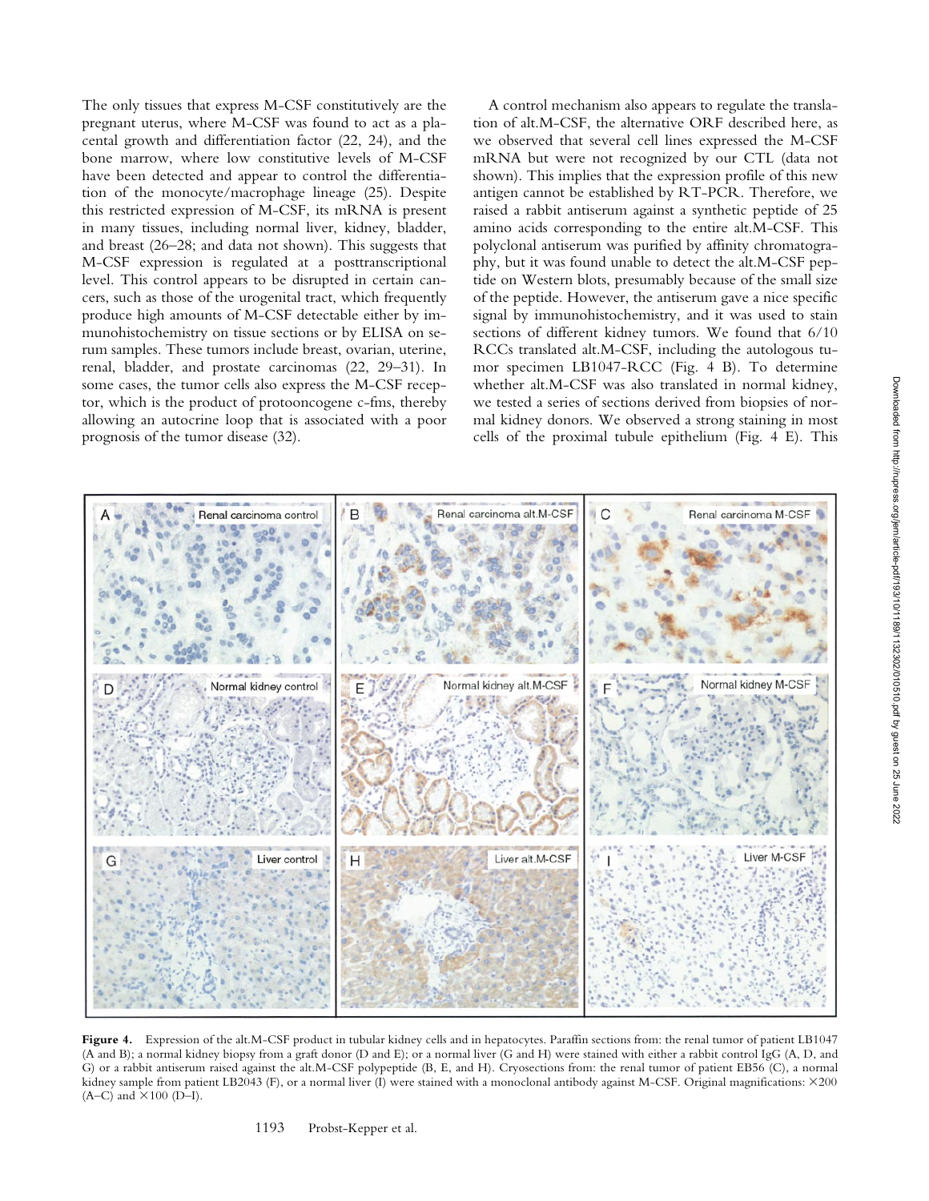The only tissues that express M-CSF constitutively are the pregnant uterus, where M-CSF was found to act as a placental growth and differentiation factor (22, 24), and the bone marrow, where low constitutive levels of M-CSF have been detected and appear to control the differentiation of the monocyte/macrophage lineage (25). Despite this restricted expression of M-CSF, its mRNA is present in many tissues, including normal liver, kidney, bladder, and breast (26–28; and data not shown). This suggests that M-CSF expression is regulated at a posttranscriptional level. This control appears to be disrupted in certain cancers, such as those of the urogenital tract, which frequently produce high amounts of M-CSF detectable either by immunohistochemistry on tissue sections or by ELISA on serum samples. These tumors include breast, ovarian, uterine, renal, bladder, and prostate carcinomas (22, 29–31). In some cases, the tumor cells also express the M-CSF receptor, which is the product of protooncogene c-fms, thereby allowing an autocrine loop that is associated with a poor prognosis of the tumor disease (32).

A control mechanism also appears to regulate the translation of alt.M-CSF, the alternative ORF described here, as we observed that several cell lines expressed the M-CSF mRNA but were not recognized by our CTL (data not shown). This implies that the expression profile of this new antigen cannot be established by RT-PCR. Therefore, we raised a rabbit antiserum against a synthetic peptide of 25 amino acids corresponding to the entire alt.M-CSF. This polyclonal antiserum was purified by affinity chromatography, but it was found unable to detect the alt.M-CSF peptide on Western blots, presumably because of the small size of the peptide. However, the antiserum gave a nice specific signal by immunohistochemistry, and it was used to stain sections of different kidney tumors. We found that 6/10 RCCs translated alt.M-CSF, including the autologous tumor specimen LB1047-RCC (Fig. 4 B). To determine whether alt.M-CSF was also translated in normal kidney, we tested a series of sections derived from biopsies of normal kidney donors. We observed a strong staining in most cells of the proximal tubule epithelium (Fig. 4 E). This

**Figure 4.** Expression of the alt.M-CSF product in tubular kidney cells and in hepatocytes. Paraffin sections from: the renal tumor of patient LB1047 (A and B); a normal kidney biopsy from a graft donor (D and E); or a normal liver (G and H) were stained with either a rabbit control IgG (A, D, and G) or a rabbit antiserum raised against the alt.M-CSF polypeptide (B, E, and H). Cryosections from: the renal tumor of patient EB56 (C), a normal kidney sample from patient LB2043 (F), or a normal liver (I) were stained with a monoclonal antibody against M-CSF. Original magnifications: ×200 (A–C) and ×100 (D–I).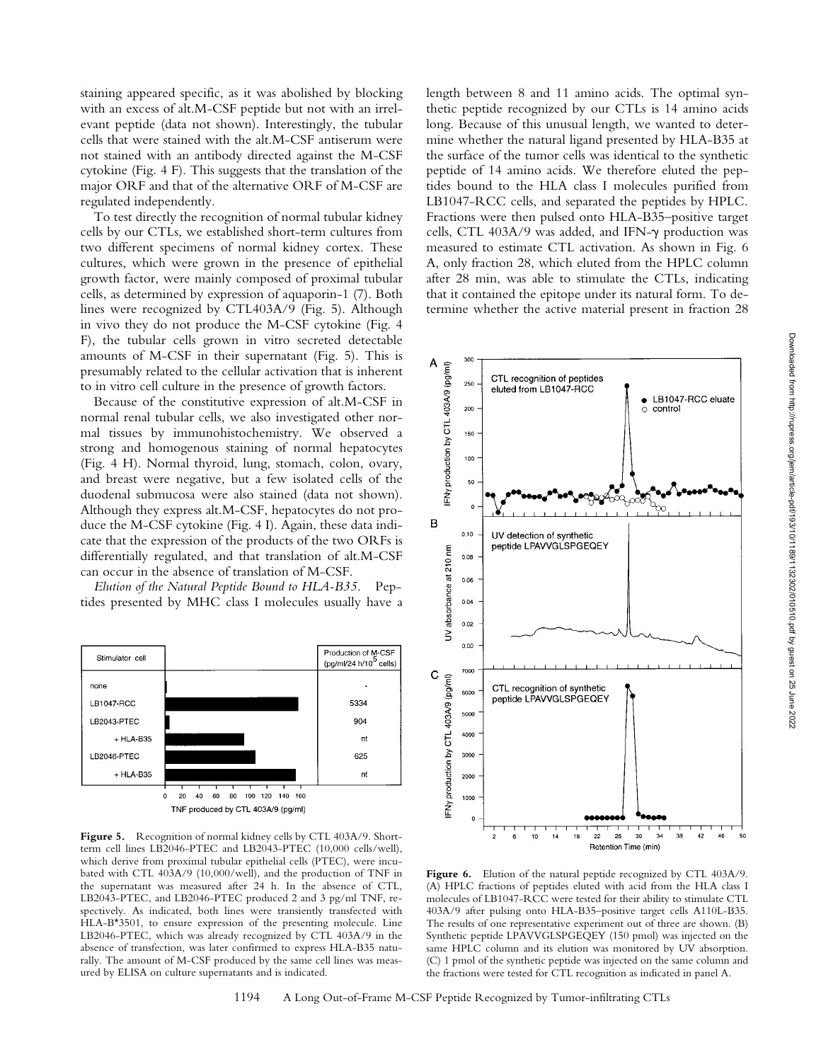staining appeared specific, as it was abolished by blocking with an excess of alt.M-CSF peptide but not with an irrelevant peptide (data not shown). Interestingly, the tubular cells that were stained with the alt.M-CSF antiserum were not stained with an antibody directed against the M-CSF cytokine (Fig. 4 F). This suggests that the translation of the major ORF and that of the alternative ORF of M-CSF are regulated independently.

To test directly the recognition of normal tubular kidney cells by our CTLs, we established short-term cultures from two different specimens of normal kidney cortex. These cultures, which were grown in the presence of epithelial growth factor, were mainly composed of proximal tubular cells, as determined by expression of aquaporin-1 (7). Both lines were recognized by CTL403A/9 (Fig. 5). Although in vivo they do not produce the M-CSF cytokine (Fig. 4 F), the tubular cells grown in vitro secreted detectable amounts of M-CSF in their supernatant (Fig. 5). This is presumably related to the cellular activation that is inherent to in vitro cell culture in the presence of growth factors.

Because of the constitutive expression of alt.M-CSF in normal renal tubular cells, we also investigated other normal tissues by immunohistochemistry. We observed a strong and homogenous staining of normal hepatocytes (Fig. 4 H). Normal thyroid, lung, stomach, colon, ovary, and breast were negative, but a few isolated cells of the duodenal submucosa were also stained (data not shown). Although they express alt.M-CSF, hepatocytes do not produce the M-CSF cytokine (Fig. 4 I). Again, these data indicate that the expression of the products of the two ORFs is differentially regulated, and that translation of alt.M-CSF can occur in the absence of translation of M-CSF.

*Elution of the Natural Peptide Bound to HLA-B35.* Peptides presented by MHC class I molecules usually have a length between 8 and 11 amino acids. The optimal synthetic peptide recognized by our CTLs is 14 amino acids long. Because of this unusual length, we wanted to determine whether the natural ligand presented by HLA-B35 at the surface of the tumor cells was identical to the synthetic peptide of 14 amino acids. We therefore eluted the peptides bound to the HLA class I molecules purified from LB1047-RCC cells, and separated the peptides by HPLC. Fractions were then pulsed onto HLA-B35–positive target cells, CTL 403A/9 was added, and IFN-γ production was measured to estimate CTL activation. As shown in Fig. 6 A, only fraction 28, which eluted from the HPLC column after 28 min, was able to stimulate the CTLs, indicating that it contained the epitope under its natural form. To determine whether the active material present in fraction 28

| Stimulator cell | TNF produced by CTL 403A/9 (pg/ml) | Production of M-CSF (pg/ml/24 h/$10^5$ cells) |
|---|---|---|
| none | | - |
| LB1047-RCC | | 5334 |
| LB2043-PTEC | | 904 |
| + HLA-B35 | | nt |
| LB2046-PTEC | | 625 |
| + HLA-B35 | | nt |

**Figure 5.** Recognition of normal kidney cells by CTL 403A/9. Short-term cell lines LB2046-PTEC and LB2043-PTEC (10,000 cells/well), which derive from proximal tubular epithelial cells (PTEC), were incubated with CTL 403A/9 (10,000/well), and the production of TNF in the supernatant was measured after 24 h. In the absence of CTL, LB2043-PTEC, and LB2046-PTEC produced 2 and 3 pg/ml TNF, respectively. As indicated, both lines were transiently transfected with HLA-B*3501, to ensure expression of the presenting molecule. Line LB2046-PTEC, which was already recognized by CTL 403A/9 in the absence of transfection, was later confirmed to express HLA-B35 naturally. The amount of M-CSF produced by the same cell lines was measured by ELISA on culture supernatants and is indicated.

**Figure 6.** Elution of the natural peptide recognized by CTL 403A/9. (A) HPLC fractions of peptides eluted with acid from the HLA class I molecules of LB1047-RCC were tested for their ability to stimulate CTL 403A/9 after pulsing onto HLA-B35–positive target cells A110L-B35. The results of one representative experiment out of three are shown. (B) Synthetic peptide LPAVVGLSPGEQEY (150 pmol) was injected on the same HPLC column and its elution was monitored by UV absorption. (C) 1 pmol of the synthetic peptide was injected on the same column and the fractions were tested for CTL recognition as indicated in panel A.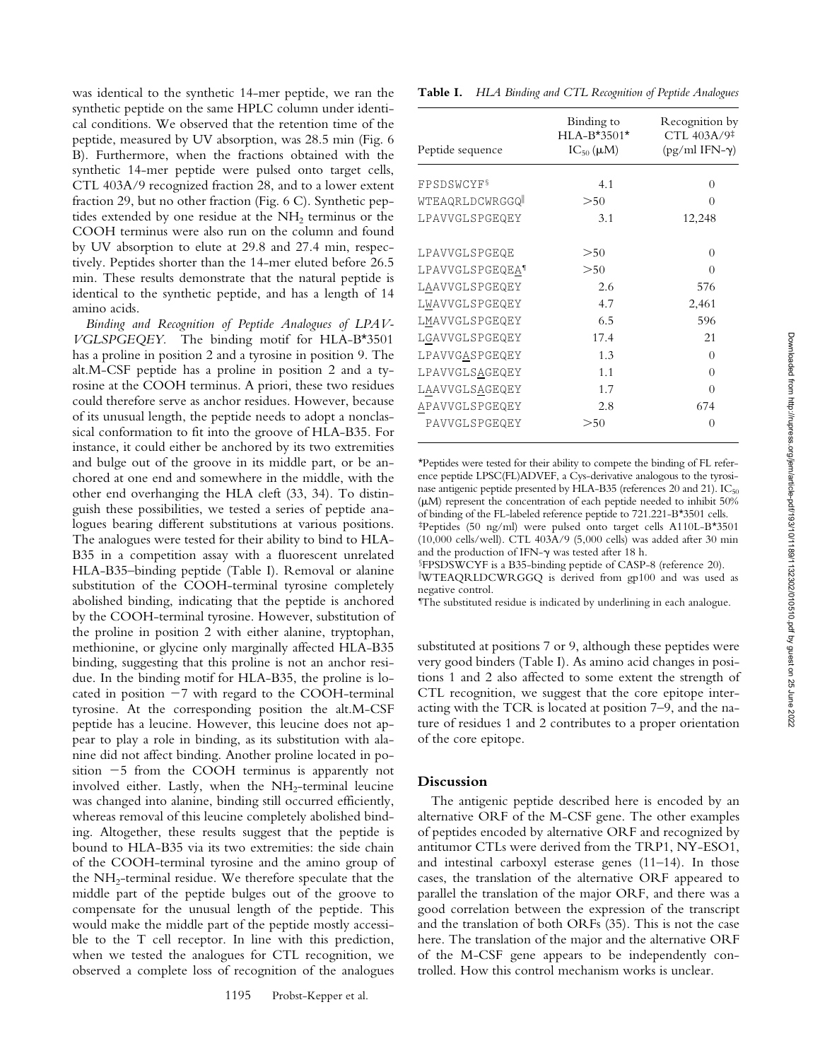was identical to the synthetic 14-mer peptide, we ran the synthetic peptide on the same HPLC column under identical conditions. We observed that the retention time of the peptide, measured by UV absorption, was 28.5 min (Fig. 6 B). Furthermore, when the fractions obtained with the synthetic 14-mer peptide were pulsed onto target cells, CTL 403A/9 recognized fraction 28, and to a lower extent fraction 29, but no other fraction (Fig. 6 C). Synthetic peptides extended by one residue at the $NH_2$ terminus or the COOH terminus were also run on the column and found by UV absorption to elute at 29.8 and 27.4 min, respectively. Peptides shorter than the 14-mer eluted before 26.5 min. These results demonstrate that the natural peptide is identical to the synthetic peptide, and has a length of 14 amino acids.

*Binding and Recognition of Peptide Analogues of LPAVVGLSPGEQEY.* The binding motif for HLA-B*3501 has a proline in position 2 and a tyrosine in position 9. The alt.M-CSF peptide has a proline in position 2 and a tyrosine at the COOH terminus. A priori, these two residues could therefore serve as anchor residues. However, because of its unusual length, the peptide needs to adopt a nonclassical conformation to fit into the groove of HLA-B35. For instance, it could either be anchored by its two extremities and bulge out of the groove in its middle part, or be anchored at one end and somewhere in the middle, with the other end overhanging the HLA cleft (33, 34). To distinguish these possibilities, we tested a series of peptide analogues bearing different substitutions at various positions. The analogues were tested for their ability to bind to HLA-B35 in a competition assay with a fluorescent unrelated HLA-B35–binding peptide (Table I). Removal or alanine substitution of the COOH-terminal tyrosine completely abolished binding, indicating that the peptide is anchored by the COOH-terminal tyrosine. However, substitution of the proline in position 2 with either alanine, tryptophan, methionine, or glycine only marginally affected HLA-B35 binding, suggesting that this proline is not an anchor residue. In the binding motif for HLA-B35, the proline is located in position −7 with regard to the COOH-terminal tyrosine. At the corresponding position the alt.M-CSF peptide has a leucine. However, this leucine does not appear to play a role in binding, as its substitution with alanine did not affect binding. Another proline located in position −5 from the COOH terminus is apparently not involved either. Lastly, when the $NH_2$-terminal leucine was changed into alanine, binding still occurred efficiently, whereas removal of this leucine completely abolished binding. Altogether, these results suggest that the peptide is bound to HLA-B35 via its two extremities: the side chain of the COOH-terminal tyrosine and the amino group of the $NH_2$-terminal residue. We therefore speculate that the middle part of the peptide bulges out of the groove to compensate for the unusual length of the peptide. This would make the middle part of the peptide mostly accessible to the T cell receptor. In line with this prediction, when we tested the analogues for CTL recognition, we observed a complete loss of recognition of the analogues substituted at positions 7 or 9, although these peptides were very good binders (Table I). As amino acid changes in positions 1 and 2 also affected to some extent the strength of CTL recognition, we suggest that the core epitope interacting with the TCR is located at position 7–9, and the nature of residues 1 and 2 contributes to a proper orientation of the core epitope.

**Table I.** *HLA Binding and CTL Recognition of Peptide Analogues*

| Peptide sequence | Binding to HLA-B*3501* $IC_{50}$ (μM) | Recognition by CTL 403A/9[‡] (pg/ml IFN-γ) |
|---|---|---|
| FPSDSWCYF[§] | 4.1 | 0 |
| WTEAQRLDCWRGGQ[‖] | >50 | 0 |
| LPAVVGLSPGEQEY | 3.1 | 12,248 |
| LPAVVGLSPGEQE | >50 | 0 |
| LPAVVGLSPGEQE<u>A</u>[¶] | >50 | 0 |
| L<u>A</u>AVVGLSPGEQEY | 2.6 | 576 |
| L<u>W</u>AVVGLSPGEQEY | 4.7 | 2,461 |
| L<u>M</u>AVVGLSPGEQEY | 6.5 | 596 |
| L<u>G</u>AVVGLSPGEQEY | 17.4 | 21 |
| LPAVVG<u>A</u>SPGEQEY | 1.3 | 0 |
| LPAVVGLS<u>A</u>GEQEY | 1.1 | 0 |
| L<u>A</u>AVVGLS<u>A</u>GEQEY | 1.7 | 0 |
| <u>A</u>PAVVGLSPGEQEY | 2.8 | 674 |
| PAVVGLSPGEQEY | >50 | 0 |

*Peptides were tested for their ability to compete the binding of FL reference peptide LPSC(FL)ADVEF, a Cys-derivative analogous to the tyrosinase antigenic peptide presented by HLA-B35 (references 20 and 21). $IC_{50}$ (μM) represent the concentration of each peptide needed to inhibit 50% of binding of the FL-labeled reference peptide to 721.221-B*3501 cells.
[‡]Peptides (50 ng/ml) were pulsed onto target cells A110L-B*3501 (10,000 cells/well). CTL 403A/9 (5,000 cells) was added after 30 min and the production of IFN-γ was tested after 18 h.
[§]FPSDSWCYF is a B35-binding peptide of CASP-8 (reference 20).
[‖]WTEAQRLDCWRGGQ is derived from gp100 and was used as negative control.
[¶]The substituted residue is indicated by underlining in each analogue.

## Discussion

The antigenic peptide described here is encoded by an alternative ORF of the M-CSF gene. The other examples of peptides encoded by alternative ORF and recognized by antitumor CTLs were derived from the TRP1, NY-ESO1, and intestinal carboxyl esterase genes (11–14). In those cases, the translation of the alternative ORF appeared to parallel the translation of the major ORF, and there was a good correlation between the expression of the transcript and the translation of both ORFs (35). This is not the case here. The translation of the major and the alternative ORF of the M-CSF gene appears to be independently controlled. How this control mechanism works is unclear.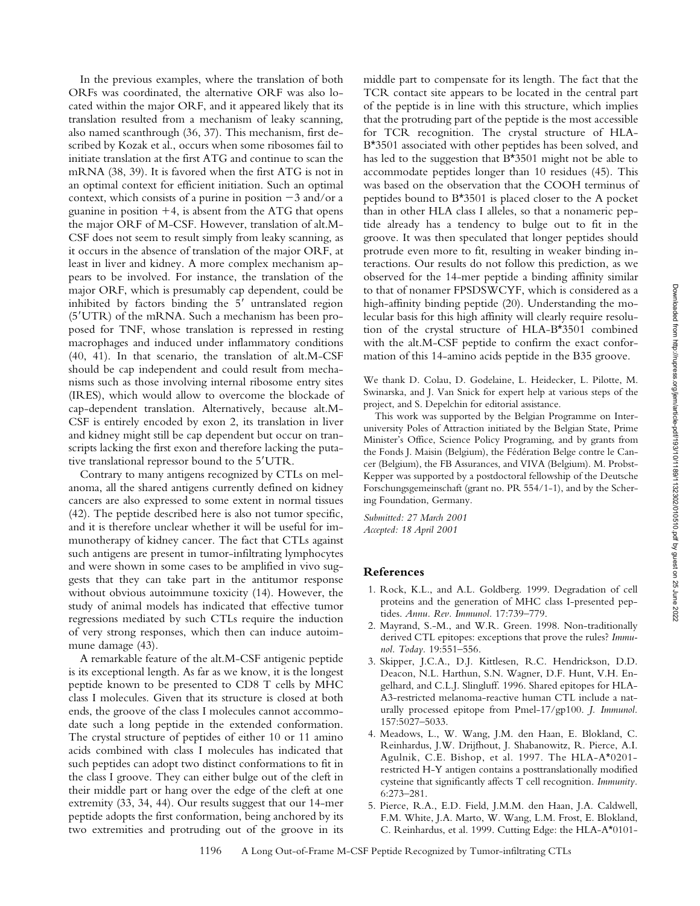In the previous examples, where the translation of both ORFs was coordinated, the alternative ORF was also located within the major ORF, and it appeared likely that its translation resulted from a mechanism of leaky scanning, also named scanthrough (36, 37). This mechanism, first described by Kozak et al., occurs when some ribosomes fail to initiate translation at the first ATG and continue to scan the mRNA (38, 39). It is favored when the first ATG is not in an optimal context for efficient initiation. Such an optimal context, which consists of a purine in position −3 and/or a guanine in position +4, is absent from the ATG that opens the major ORF of M-CSF. However, translation of alt.M-CSF does not seem to result simply from leaky scanning, as it occurs in the absence of translation of the major ORF, at least in liver and kidney. A more complex mechanism appears to be involved. For instance, the translation of the major ORF, which is presumably cap dependent, could be inhibited by factors binding the 5′ untranslated region (5′UTR) of the mRNA. Such a mechanism has been proposed for TNF, whose translation is repressed in resting macrophages and induced under inflammatory conditions (40, 41). In that scenario, the translation of alt.M-CSF should be cap independent and could result from mechanisms such as those involving internal ribosome entry sites (IRES), which would allow to overcome the blockade of cap-dependent translation. Alternatively, because alt.M-CSF is entirely encoded by exon 2, its translation in liver and kidney might still be cap dependent but occur on transcripts lacking the first exon and therefore lacking the putative translational repressor bound to the 5′UTR.

Contrary to many antigens recognized by CTLs on melanoma, all the shared antigens currently defined on kidney cancers are also expressed to some extent in normal tissues (42). The peptide described here is also not tumor specific, and it is therefore unclear whether it will be useful for immunotherapy of kidney cancer. The fact that CTLs against such antigens are present in tumor-infiltrating lymphocytes and were shown in some cases to be amplified in vivo suggests that they can take part in the antitumor response without obvious autoimmune toxicity (14). However, the study of animal models has indicated that effective tumor regressions mediated by such CTLs require the induction of very strong responses, which then can induce autoimmune damage (43).

A remarkable feature of the alt.M-CSF antigenic peptide is its exceptional length. As far as we know, it is the longest peptide known to be presented to CD8 T cells by MHC class I molecules. Given that its structure is closed at both ends, the groove of the class I molecules cannot accommodate such a long peptide in the extended conformation. The crystal structure of peptides of either 10 or 11 amino acids combined with class I molecules has indicated that such peptides can adopt two distinct conformations to fit in the class I groove. They can either bulge out of the cleft in their middle part or hang over the edge of the cleft at one extremity (33, 34, 44). Our results suggest that our 14-mer peptide adopts the first conformation, being anchored by its two extremities and protruding out of the groove in its middle part to compensate for its length. The fact that the TCR contact site appears to be located in the central part of the peptide is in line with this structure, which implies that the protruding part of the peptide is the most accessible for TCR recognition. The crystal structure of HLA-B*3501 associated with other peptides has been solved, and has led to the suggestion that B*3501 might not be able to accommodate peptides longer than 10 residues (45). This was based on the observation that the COOH terminus of peptides bound to B*3501 is placed closer to the A pocket than in other HLA class I alleles, so that a nonameric peptide already has a tendency to bulge out to fit in the groove. It was then speculated that longer peptides should protrude even more to fit, resulting in weaker binding interactions. Our results do not follow this prediction, as we observed for the 14-mer peptide a binding affinity similar to that of nonamer FPSDSWCYF, which is considered as a high-affinity binding peptide (20). Understanding the molecular basis for this high affinity will clearly require resolution of the crystal structure of HLA-B*3501 combined with the alt.M-CSF peptide to confirm the exact conformation of this 14-amino acids peptide in the B35 groove.

We thank D. Colau, D. Godelaine, L. Heidecker, L. Pilotte, M. Swinarska, and J. Van Snick for expert help at various steps of the project, and S. Depelchin for editorial assistance.

This work was supported by the Belgian Programme on Interuniversity Poles of Attraction initiated by the Belgian State, Prime Minister's Office, Science Policy Programing, and by grants from the Fonds J. Maisin (Belgium), the Fédération Belge contre le Cancer (Belgium), the FB Assurances, and VIVA (Belgium). M. Probst-Kepper was supported by a postdoctoral fellowship of the Deutsche Forschungsgemeinschaft (grant no. PR 554/1-1), and by the Schering Foundation, Germany.

*Submitted: 27 March 2001*
*Accepted: 18 April 2001*

## References

1. Rock, K.L., and A.L. Goldberg. 1999. Degradation of cell proteins and the generation of MHC class I-presented peptides. *Annu. Rev. Immunol.* 17:739–779.
2. Mayrand, S.-M., and W.R. Green. 1998. Non-traditionally derived CTL epitopes: exceptions that prove the rules? *Immunol. Today.* 19:551–556.
3. Skipper, J.C.A., D.J. Kittlesen, R.C. Hendrickson, D.D. Deacon, N.L. Harthun, S.N. Wagner, D.F. Hunt, V.H. Engelhard, and C.L.J. Slingluff. 1996. Shared epitopes for HLA-A3-restricted melanoma-reactive human CTL include a naturally processed epitope from Pmel-17/gp100. *J. Immunol.* 157:5027–5033.
4. Meadows, L., W. Wang, J.M. den Haan, E. Blokland, C. Reinhardus, J.W. Drijfhout, J. Shabanowitz, R. Pierce, A.I. Agulnik, C.E. Bishop, et al. 1997. The HLA-A*0201-restricted H-Y antigen contains a posttranslationally modified cysteine that significantly affects T cell recognition. *Immunity.* 6:273–281.
5. Pierce, R.A., E.D. Field, J.M.M. den Haan, J.A. Caldwell, F.M. White, J.A. Marto, W. Wang, L.M. Frost, E. Blokland, C. Reinhardus, et al. 1999. Cutting Edge: the HLA-A*0101-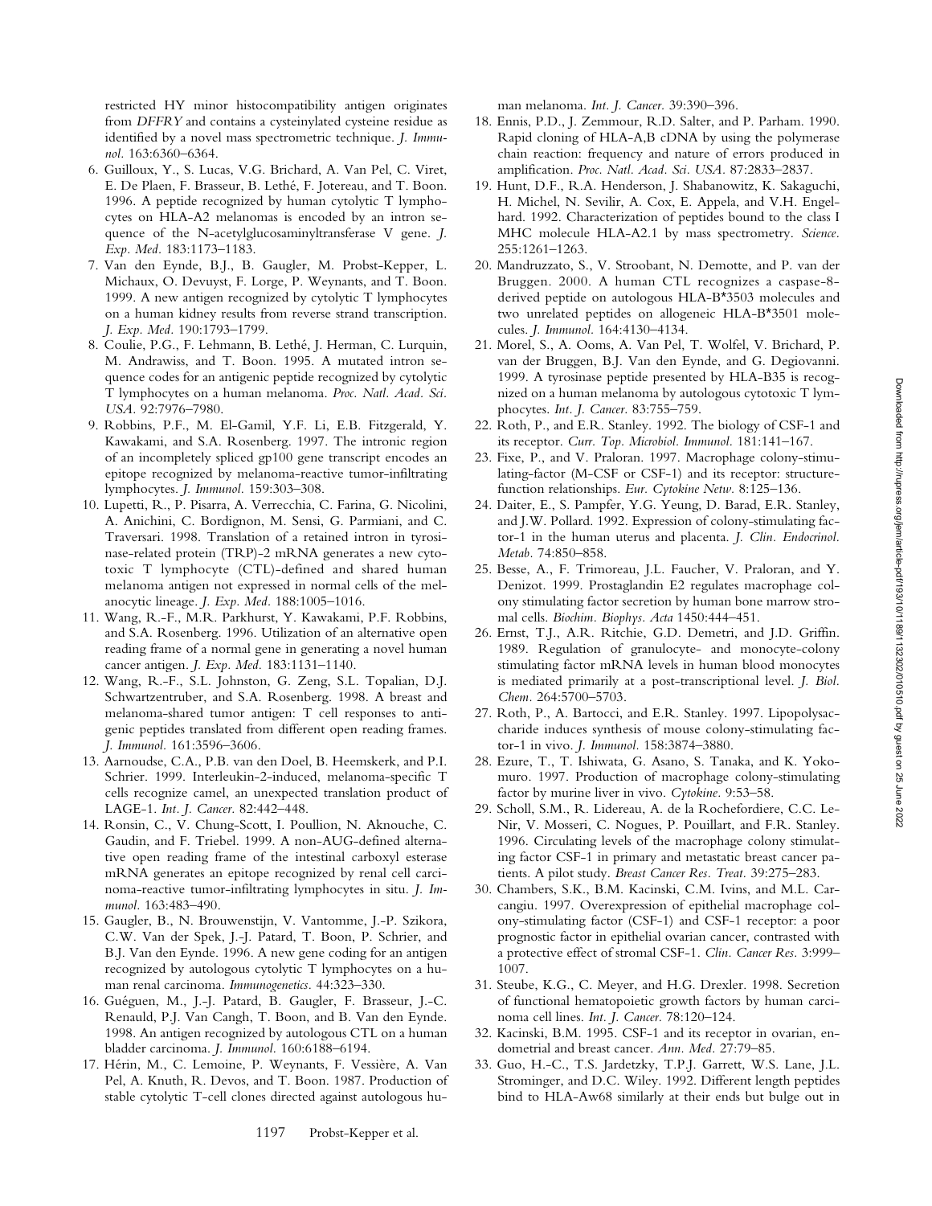restricted HY minor histocompatibility antigen originates from *DFFRY* and contains a cysteinylated cysteine residue as identified by a novel mass spectrometric technique. *J. Immunol.* 163:6360–6364.

6. Guilloux, Y., S. Lucas, V.G. Brichard, A. Van Pel, C. Viret, E. De Plaen, F. Brasseur, B. Lethé, F. Jotereau, and T. Boon. 1996. A peptide recognized by human cytolytic T lymphocytes on HLA-A2 melanomas is encoded by an intron sequence of the N-acetylglucosaminyltransferase V gene. *J. Exp. Med.* 183:1173–1183.
7. Van den Eynde, B.J., B. Gaugler, M. Probst-Kepper, L. Michaux, O. Devuyst, F. Lorge, P. Weynants, and T. Boon. 1999. A new antigen recognized by cytolytic T lymphocytes on a human kidney results from reverse strand transcription. *J. Exp. Med.* 190:1793–1799.
8. Coulie, P.G., F. Lehmann, B. Lethé, J. Herman, C. Lurquin, M. Andrawiss, and T. Boon. 1995. A mutated intron sequence codes for an antigenic peptide recognized by cytolytic T lymphocytes on a human melanoma. *Proc. Natl. Acad. Sci. USA.* 92:7976–7980.
9. Robbins, P.F., M. El-Gamil, Y.F. Li, E.B. Fitzgerald, Y. Kawakami, and S.A. Rosenberg. 1997. The intronic region of an incompletely spliced gp100 gene transcript encodes an epitope recognized by melanoma-reactive tumor-infiltrating lymphocytes. *J. Immunol.* 159:303–308.
10. Lupetti, R., P. Pisarra, A. Verrecchia, C. Farina, G. Nicolini, A. Anichini, C. Bordignon, M. Sensi, G. Parmiani, and C. Traversari. 1998. Translation of a retained intron in tyrosinase-related protein (TRP)-2 mRNA generates a new cytotoxic T lymphocyte (CTL)-defined and shared human melanoma antigen not expressed in normal cells of the melanocytic lineage. *J. Exp. Med.* 188:1005–1016.
11. Wang, R.-F., M.R. Parkhurst, Y. Kawakami, P.F. Robbins, and S.A. Rosenberg. 1996. Utilization of an alternative open reading frame of a normal gene in generating a novel human cancer antigen. *J. Exp. Med.* 183:1131–1140.
12. Wang, R.-F., S.L. Johnston, G. Zeng, S.L. Topalian, D.J. Schwartzentruber, and S.A. Rosenberg. 1998. A breast and melanoma-shared tumor antigen: T cell responses to antigenic peptides translated from different open reading frames. *J. Immunol.* 161:3596–3606.
13. Aarnoudse, C.A., P.B. van den Doel, B. Heemskerk, and P.I. Schrier. 1999. Interleukin-2-induced, melanoma-specific T cells recognize camel, an unexpected translation product of LAGE-1. *Int. J. Cancer.* 82:442–448.
14. Ronsin, C., V. Chung-Scott, I. Poullion, N. Aknouche, C. Gaudin, and F. Triebel. 1999. A non-AUG-defined alternative open reading frame of the intestinal carboxyl esterase mRNA generates an epitope recognized by renal cell carcinoma-reactive tumor-infiltrating lymphocytes in situ. *J. Immunol.* 163:483–490.
15. Gaugler, B., N. Brouwenstijn, V. Vantomme, J.-P. Szikora, C.W. Van der Spek, J.-J. Patard, T. Boon, P. Schrier, and B.J. Van den Eynde. 1996. A new gene coding for an antigen recognized by autologous cytolytic T lymphocytes on a human renal carcinoma. *Immunogenetics.* 44:323–330.
16. Guéguen, M., J.-J. Patard, B. Gaugler, F. Brasseur, J.-C. Renauld, P.J. Van Cangh, T. Boon, and B. Van den Eynde. 1998. An antigen recognized by autologous CTL on a human bladder carcinoma. *J. Immunol.* 160:6188–6194.
17. Hérin, M., C. Lemoine, P. Weynants, F. Vessière, A. Van Pel, A. Knuth, R. Devos, and T. Boon. 1987. Production of stable cytolytic T-cell clones directed against autologous human melanoma. *Int. J. Cancer.* 39:390–396.
18. Ennis, P.D., J. Zemmour, R.D. Salter, and P. Parham. 1990. Rapid cloning of HLA-A,B cDNA by using the polymerase chain reaction: frequency and nature of errors produced in amplification. *Proc. Natl. Acad. Sci. USA.* 87:2833–2837.
19. Hunt, D.F., R.A. Henderson, J. Shabanowitz, K. Sakaguchi, H. Michel, N. Sevilir, A. Cox, E. Appela, and V.H. Engelhard. 1992. Characterization of peptides bound to the class I MHC molecule HLA-A2.1 by mass spectrometry. *Science.* 255:1261–1263.
20. Mandruzzato, S., V. Stroobant, N. Demotte, and P. van der Bruggen. 2000. A human CTL recognizes a caspase-8-derived peptide on autologous HLA-B*3503 molecules and two unrelated peptides on allogeneic HLA-B*3501 molecules. *J. Immunol.* 164:4130–4134.
21. Morel, S., A. Ooms, A. Van Pel, T. Wolfel, V. Brichard, P. van der Bruggen, B.J. Van den Eynde, and G. Degiovanni. 1999. A tyrosinase peptide presented by HLA-B35 is recognized on a human melanoma by autologous cytotoxic T lymphocytes. *Int. J. Cancer.* 83:755–759.
22. Roth, P., and E.R. Stanley. 1992. The biology of CSF-1 and its receptor. *Curr. Top. Microbiol. Immunol.* 181:141–167.
23. Fixe, P., and V. Praloran. 1997. Macrophage colony-stimulating-factor (M-CSF or CSF-1) and its receptor: structure-function relationships. *Eur. Cytokine Netw.* 8:125–136.
24. Daiter, E., S. Pampfer, Y.G. Yeung, D. Barad, E.R. Stanley, and J.W. Pollard. 1992. Expression of colony-stimulating factor-1 in the human uterus and placenta. *J. Clin. Endocrinol. Metab.* 74:850–858.
25. Besse, A., F. Trimoreau, J.L. Faucher, V. Praloran, and Y. Denizot. 1999. Prostaglandin E2 regulates macrophage colony stimulating factor secretion by human bone marrow stromal cells. *Biochim. Biophys. Acta* 1450:444–451.
26. Ernst, T.J., A.R. Ritchie, G.D. Demetri, and J.D. Griffin. 1989. Regulation of granulocyte- and monocyte-colony stimulating factor mRNA levels in human blood monocytes is mediated primarily at a post-transcriptional level. *J. Biol. Chem.* 264:5700–5703.
27. Roth, P., A. Bartocci, and E.R. Stanley. 1997. Lipopolysaccharide induces synthesis of mouse colony-stimulating factor-1 in vivo. *J. Immunol.* 158:3874–3880.
28. Ezure, T., T. Ishiwata, G. Asano, S. Tanaka, and K. Yokomuro. 1997. Production of macrophage colony-stimulating factor by murine liver in vivo. *Cytokine.* 9:53–58.
29. Scholl, S.M., R. Lidereau, A. de la Rochefordiere, C.C. Le-Nir, V. Mosseri, C. Nogues, P. Pouillart, and F.R. Stanley. 1996. Circulating levels of the macrophage colony stimulating factor CSF-1 in primary and metastatic breast cancer patients. A pilot study. *Breast Cancer Res. Treat.* 39:275–283.
30. Chambers, S.K., B.M. Kacinski, C.M. Ivins, and M.L. Carcangiu. 1997. Overexpression of epithelial macrophage colony-stimulating factor (CSF-1) and CSF-1 receptor: a poor prognostic factor in epithelial ovarian cancer, contrasted with a protective effect of stromal CSF-1. *Clin. Cancer Res.* 3:999–1007.
31. Steube, K.G., C. Meyer, and H.G. Drexler. 1998. Secretion of functional hematopoietic growth factors by human carcinoma cell lines. *Int. J. Cancer.* 78:120–124.
32. Kacinski, B.M. 1995. CSF-1 and its receptor in ovarian, endometrial and breast cancer. *Ann. Med.* 27:79–85.
33. Guo, H.-C., T.S. Jardetzky, T.P.J. Garrett, W.S. Lane, J.L. Strominger, and D.C. Wiley. 1992. Different length peptides bind to HLA-Aw68 similarly at their ends but bulge out in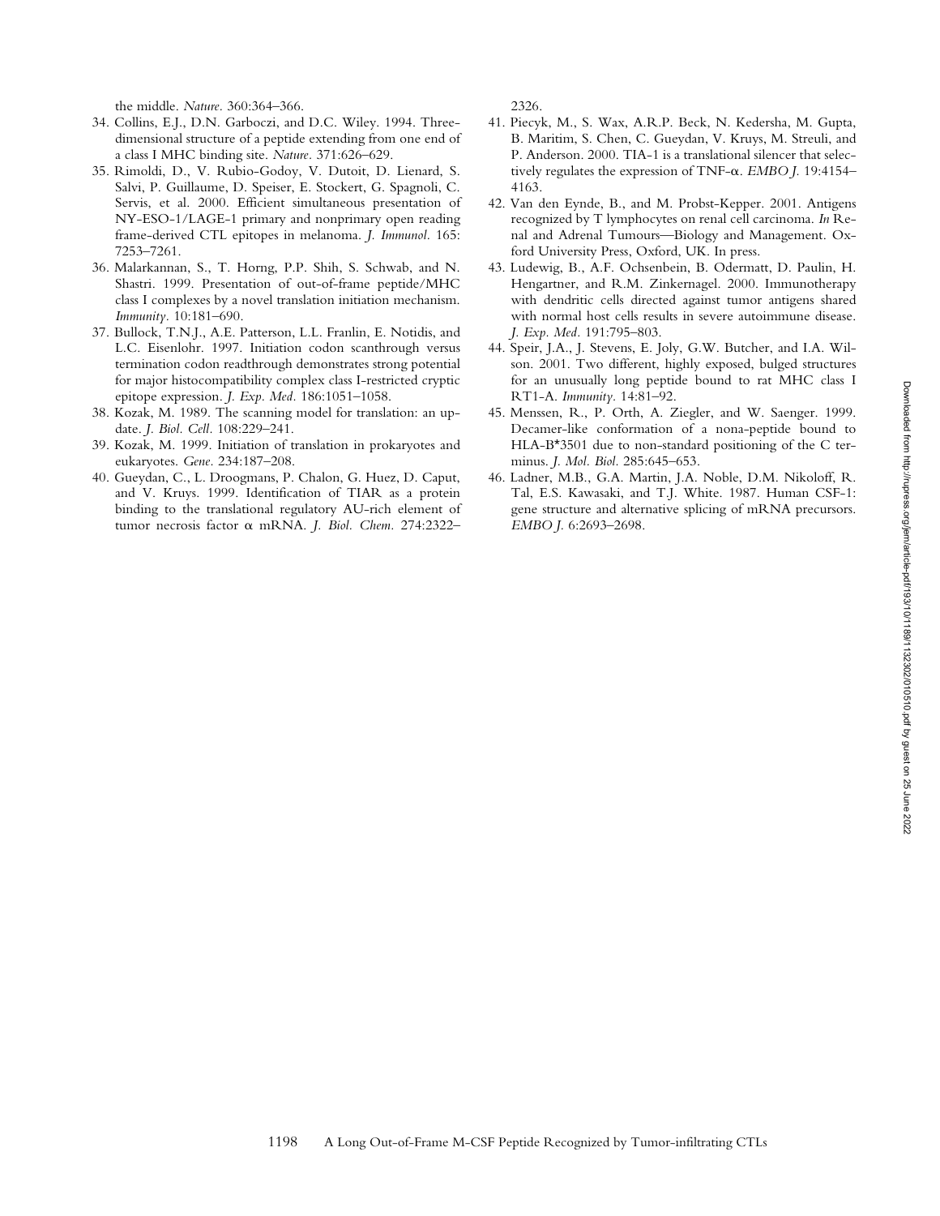the middle. *Nature.* 360:364–366.

34. Collins, E.J., D.N. Garboczi, and D.C. Wiley. 1994. Three-dimensional structure of a peptide extending from one end of a class I MHC binding site. *Nature.* 371:626–629.
35. Rimoldi, D., V. Rubio-Godoy, V. Dutoit, D. Lienard, S. Salvi, P. Guillaume, D. Speiser, E. Stockert, G. Spagnoli, C. Servis, et al. 2000. Efficient simultaneous presentation of NY-ESO-1/LAGE-1 primary and nonprimary open reading frame-derived CTL epitopes in melanoma. *J. Immunol.* 165: 7253–7261.
36. Malarkannan, S., T. Horng, P.P. Shih, S. Schwab, and N. Shastri. 1999. Presentation of out-of-frame peptide/MHC class I complexes by a novel translation initiation mechanism. *Immunity.* 10:181–690.
37. Bullock, T.N.J., A.E. Patterson, L.L. Franlin, E. Notidis, and L.C. Eisenlohr. 1997. Initiation codon scanthrough versus termination codon readthrough demonstrates strong potential for major histocompatibility complex class I-restricted cryptic epitope expression. *J. Exp. Med.* 186:1051–1058.
38. Kozak, M. 1989. The scanning model for translation: an update. *J. Biol. Cell.* 108:229–241.
39. Kozak, M. 1999. Initiation of translation in prokaryotes and eukaryotes. *Gene.* 234:187–208.
40. Gueydan, C., L. Droogmans, P. Chalon, G. Huez, D. Caput, and V. Kruys. 1999. Identification of TIAR as a protein binding to the translational regulatory AU-rich element of tumor necrosis factor α mRNA. *J. Biol. Chem.* 274:2322–2326.
41. Piecyk, M., S. Wax, A.R.P. Beck, N. Kedersha, M. Gupta, B. Maritim, S. Chen, C. Gueydan, V. Kruys, M. Streuli, and P. Anderson. 2000. TIA-1 is a translational silencer that selectively regulates the expression of TNF-α. *EMBO J.* 19:4154–4163.
42. Van den Eynde, B., and M. Probst-Kepper. 2001. Antigens recognized by T lymphocytes on renal cell carcinoma. *In* Renal and Adrenal Tumours—Biology and Management. Oxford University Press, Oxford, UK. In press.
43. Ludewig, B., A.F. Ochsenbein, B. Odermatt, D. Paulin, H. Hengartner, and R.M. Zinkernagel. 2000. Immunotherapy with dendritic cells directed against tumor antigens shared with normal host cells results in severe autoimmune disease. *J. Exp. Med.* 191:795–803.
44. Speir, J.A., J. Stevens, E. Joly, G.W. Butcher, and I.A. Wilson. 2001. Two different, highly exposed, bulged structures for an unusually long peptide bound to rat MHC class I RT1-A. *Immunity.* 14:81–92.
45. Menssen, R., P. Orth, A. Ziegler, and W. Saenger. 1999. Decamer-like conformation of a nona-peptide bound to HLA-B*3501 due to non-standard positioning of the C terminus. *J. Mol. Biol.* 285:645–653.
46. Ladner, M.B., G.A. Martin, J.A. Noble, D.M. Nikoloff, R. Tal, E.S. Kawasaki, and T.J. White. 1987. Human CSF-1: gene structure and alternative splicing of mRNA precursors. *EMBO J.* 6:2693–2698.